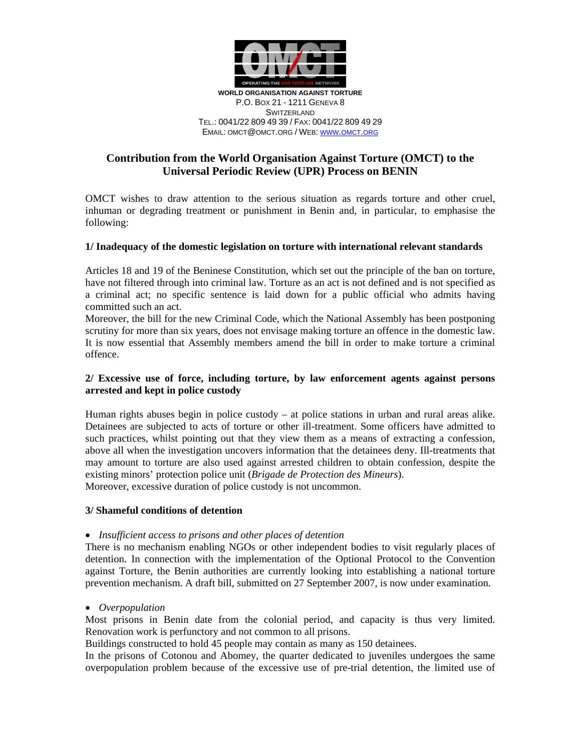**WORLD ORGANISATION AGAINST TORTURE**
P.O. BOX 21 - 1211 GENEVA 8
SWITZERLAND
TEL.: 0041/22 809 49 39 / FAX: 0041/22 809 49 29
EMAIL: OMCT@OMCT.ORG / WEB: WWW.OMCT.ORG

# Contribution from the World Organisation Against Torture (OMCT) to the Universal Periodic Review (UPR) Process on BENIN

OMCT wishes to draw attention to the serious situation as regards torture and other cruel, inhuman or degrading treatment or punishment in Benin and, in particular, to emphasise the following:

## 1/ Inadequacy of the domestic legislation on torture with international relevant standards

Articles 18 and 19 of the Beninese Constitution, which set out the principle of the ban on torture, have not filtered through into criminal law. Torture as an act is not defined and is not specified as a criminal act; no specific sentence is laid down for a public official who admits having committed such an act.

Moreover, the bill for the new Criminal Code, which the National Assembly has been postponing scrutiny for more than six years, does not envisage making torture an offence in the domestic law. It is now essential that Assembly members amend the bill in order to make torture a criminal offence.

## 2/ Excessive use of force, including torture, by law enforcement agents against persons arrested and kept in police custody

Human rights abuses begin in police custody – at police stations in urban and rural areas alike. Detainees are subjected to acts of torture or other ill-treatment. Some officers have admitted to such practices, whilst pointing out that they view them as a means of extracting a confession, above all when the investigation uncovers information that the detainees deny. Ill-treatments that may amount to torture are also used against arrested children to obtain confession, despite the existing minors' protection police unit (*Brigade de Protection des Mineurs*).

Moreover, excessive duration of police custody is not uncommon.

## 3/ Shameful conditions of detention

- *Insufficient access to prisons and other places of detention*

There is no mechanism enabling NGOs or other independent bodies to visit regularly places of detention. In connection with the implementation of the Optional Protocol to the Convention against Torture, the Benin authorities are currently looking into establishing a national torture prevention mechanism. A draft bill, submitted on 27 September 2007, is now under examination.

- *Overpopulation*

Most prisons in Benin date from the colonial period, and capacity is thus very limited. Renovation work is perfunctory and not common to all prisons.

Buildings constructed to hold 45 people may contain as many as 150 detainees.

In the prisons of Cotonou and Abomey, the quarter dedicated to juveniles undergoes the same overpopulation problem because of the excessive use of pre-trial detention, the limited use of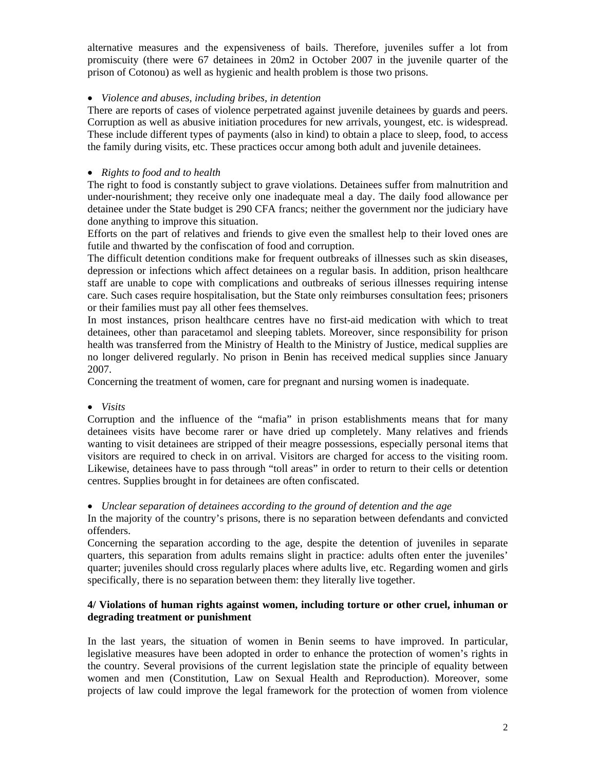alternative measures and the expensiveness of bails. Therefore, juveniles suffer a lot from promiscuity (there were 67 detainees in 20m2 in October 2007 in the juvenile quarter of the prison of Cotonou) as well as hygienic and health problem is those two prisons.

- *Violence and abuses, including bribes, in detention*

There are reports of cases of violence perpetrated against juvenile detainees by guards and peers. Corruption as well as abusive initiation procedures for new arrivals, youngest, etc. is widespread. These include different types of payments (also in kind) to obtain a place to sleep, food, to access the family during visits, etc. These practices occur among both adult and juvenile detainees.

- *Rights to food and to health*

The right to food is constantly subject to grave violations. Detainees suffer from malnutrition and under-nourishment; they receive only one inadequate meal a day. The daily food allowance per detainee under the State budget is 290 CFA francs; neither the government nor the judiciary have done anything to improve this situation.

Efforts on the part of relatives and friends to give even the smallest help to their loved ones are futile and thwarted by the confiscation of food and corruption.

The difficult detention conditions make for frequent outbreaks of illnesses such as skin diseases, depression or infections which affect detainees on a regular basis. In addition, prison healthcare staff are unable to cope with complications and outbreaks of serious illnesses requiring intense care. Such cases require hospitalisation, but the State only reimburses consultation fees; prisoners or their families must pay all other fees themselves.

In most instances, prison healthcare centres have no first-aid medication with which to treat detainees, other than paracetamol and sleeping tablets. Moreover, since responsibility for prison health was transferred from the Ministry of Health to the Ministry of Justice, medical supplies are no longer delivered regularly. No prison in Benin has received medical supplies since January 2007.

Concerning the treatment of women, care for pregnant and nursing women is inadequate.

- *Visits*

Corruption and the influence of the "mafia" in prison establishments means that for many detainees visits have become rarer or have dried up completely. Many relatives and friends wanting to visit detainees are stripped of their meagre possessions, especially personal items that visitors are required to check in on arrival. Visitors are charged for access to the visiting room. Likewise, detainees have to pass through "toll areas" in order to return to their cells or detention centres. Supplies brought in for detainees are often confiscated.

- *Unclear separation of detainees according to the ground of detention and the age*

In the majority of the country's prisons, there is no separation between defendants and convicted offenders.

Concerning the separation according to the age, despite the detention of juveniles in separate quarters, this separation from adults remains slight in practice: adults often enter the juveniles' quarter; juveniles should cross regularly places where adults live, etc. Regarding women and girls specifically, there is no separation between them: they literally live together.

**4/ Violations of human rights against women, including torture or other cruel, inhuman or degrading treatment or punishment**

In the last years, the situation of women in Benin seems to have improved. In particular, legislative measures have been adopted in order to enhance the protection of women's rights in the country. Several provisions of the current legislation state the principle of equality between women and men (Constitution, Law on Sexual Health and Reproduction). Moreover, some projects of law could improve the legal framework for the protection of women from violence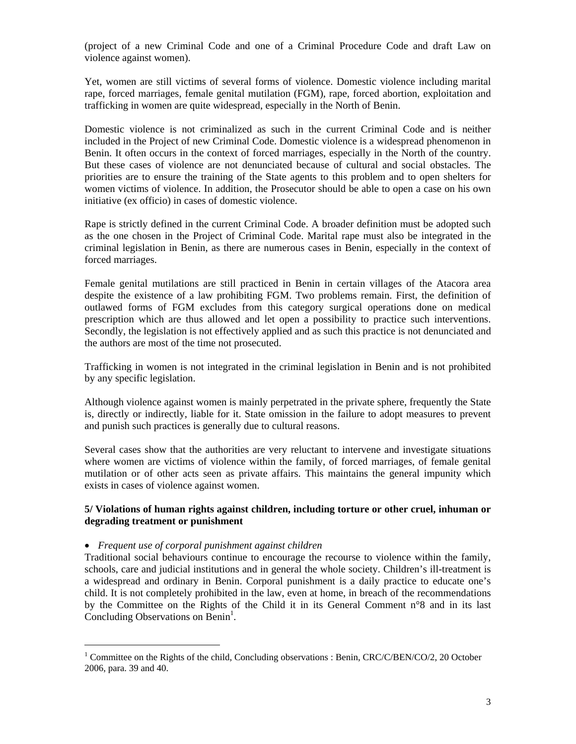(project of a new Criminal Code and one of a Criminal Procedure Code and draft Law on violence against women).

Yet, women are still victims of several forms of violence. Domestic violence including marital rape, forced marriages, female genital mutilation (FGM), rape, forced abortion, exploitation and trafficking in women are quite widespread, especially in the North of Benin.

Domestic violence is not criminalized as such in the current Criminal Code and is neither included in the Project of new Criminal Code. Domestic violence is a widespread phenomenon in Benin. It often occurs in the context of forced marriages, especially in the North of the country. But these cases of violence are not denunciated because of cultural and social obstacles. The priorities are to ensure the training of the State agents to this problem and to open shelters for women victims of violence. In addition, the Prosecutor should be able to open a case on his own initiative (ex officio) in cases of domestic violence.

Rape is strictly defined in the current Criminal Code. A broader definition must be adopted such as the one chosen in the Project of Criminal Code. Marital rape must also be integrated in the criminal legislation in Benin, as there are numerous cases in Benin, especially in the context of forced marriages.

Female genital mutilations are still practiced in Benin in certain villages of the Atacora area despite the existence of a law prohibiting FGM. Two problems remain. First, the definition of outlawed forms of FGM excludes from this category surgical operations done on medical prescription which are thus allowed and let open a possibility to practice such interventions. Secondly, the legislation is not effectively applied and as such this practice is not denunciated and the authors are most of the time not prosecuted.

Trafficking in women is not integrated in the criminal legislation in Benin and is not prohibited by any specific legislation.

Although violence against women is mainly perpetrated in the private sphere, frequently the State is, directly or indirectly, liable for it. State omission in the failure to adopt measures to prevent and punish such practices is generally due to cultural reasons.

Several cases show that the authorities are very reluctant to intervene and investigate situations where women are victims of violence within the family, of forced marriages, of female genital mutilation or of other acts seen as private affairs. This maintains the general impunity which exists in cases of violence against women.

**5/ Violations of human rights against children, including torture or other cruel, inhuman or degrading treatment or punishment**

- *Frequent use of corporal punishment against children*

Traditional social behaviours continue to encourage the recourse to violence within the family, schools, care and judicial institutions and in general the whole society. Children's ill-treatment is a widespread and ordinary in Benin. Corporal punishment is a daily practice to educate one's child. It is not completely prohibited in the law, even at home, in breach of the recommendations by the Committee on the Rights of the Child it in its General Comment n°8 and in its last Concluding Observations on Benin[1].

[1] Committee on the Rights of the child, Concluding observations : Benin, CRC/C/BEN/CO/2, 20 October 2006, para. 39 and 40.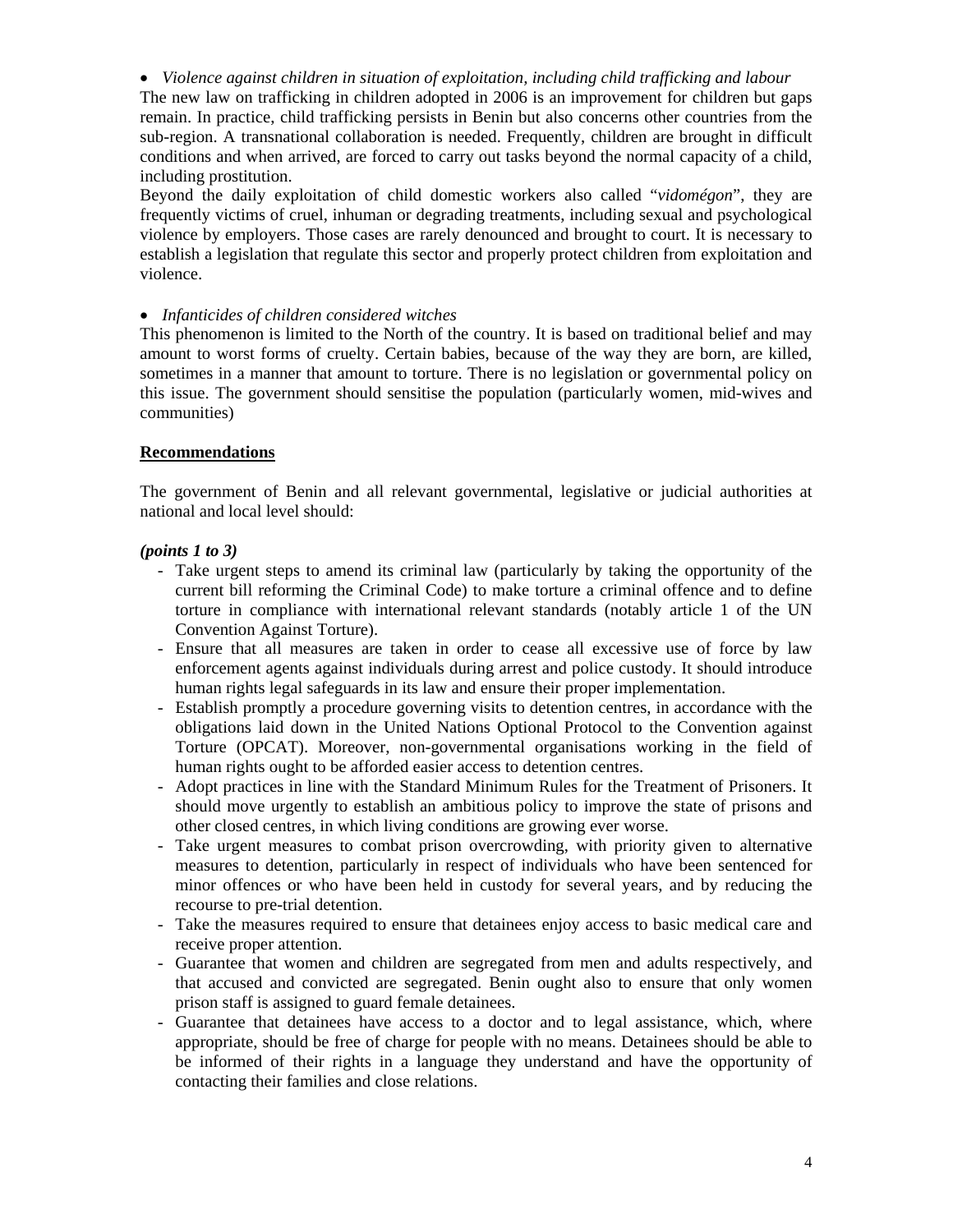- *Violence against children in situation of exploitation, including child trafficking and labour*

The new law on trafficking in children adopted in 2006 is an improvement for children but gaps remain. In practice, child trafficking persists in Benin but also concerns other countries from the sub-region. A transnational collaboration is needed. Frequently, children are brought in difficult conditions and when arrived, are forced to carry out tasks beyond the normal capacity of a child, including prostitution.

Beyond the daily exploitation of child domestic workers also called "*vidomégon*", they are frequently victims of cruel, inhuman or degrading treatments, including sexual and psychological violence by employers. Those cases are rarely denounced and brought to court. It is necessary to establish a legislation that regulate this sector and properly protect children from exploitation and violence.

- *Infanticides of children considered witches*

This phenomenon is limited to the North of the country. It is based on traditional belief and may amount to worst forms of cruelty. Certain babies, because of the way they are born, are killed, sometimes in a manner that amount to torture. There is no legislation or governmental policy on this issue. The government should sensitise the population (particularly women, mid-wives and communities)

**<u>Recommendations</u>**

The government of Benin and all relevant governmental, legislative or judicial authorities at national and local level should:

***(points 1 to 3)***

- Take urgent steps to amend its criminal law (particularly by taking the opportunity of the current bill reforming the Criminal Code) to make torture a criminal offence and to define torture in compliance with international relevant standards (notably article 1 of the UN Convention Against Torture).
- Ensure that all measures are taken in order to cease all excessive use of force by law enforcement agents against individuals during arrest and police custody. It should introduce human rights legal safeguards in its law and ensure their proper implementation.
- Establish promptly a procedure governing visits to detention centres, in accordance with the obligations laid down in the United Nations Optional Protocol to the Convention against Torture (OPCAT). Moreover, non-governmental organisations working in the field of human rights ought to be afforded easier access to detention centres.
- Adopt practices in line with the Standard Minimum Rules for the Treatment of Prisoners. It should move urgently to establish an ambitious policy to improve the state of prisons and other closed centres, in which living conditions are growing ever worse.
- Take urgent measures to combat prison overcrowding, with priority given to alternative measures to detention, particularly in respect of individuals who have been sentenced for minor offences or who have been held in custody for several years, and by reducing the recourse to pre-trial detention.
- Take the measures required to ensure that detainees enjoy access to basic medical care and receive proper attention.
- Guarantee that women and children are segregated from men and adults respectively, and that accused and convicted are segregated. Benin ought also to ensure that only women prison staff is assigned to guard female detainees.
- Guarantee that detainees have access to a doctor and to legal assistance, which, where appropriate, should be free of charge for people with no means. Detainees should be able to be informed of their rights in a language they understand and have the opportunity of contacting their families and close relations.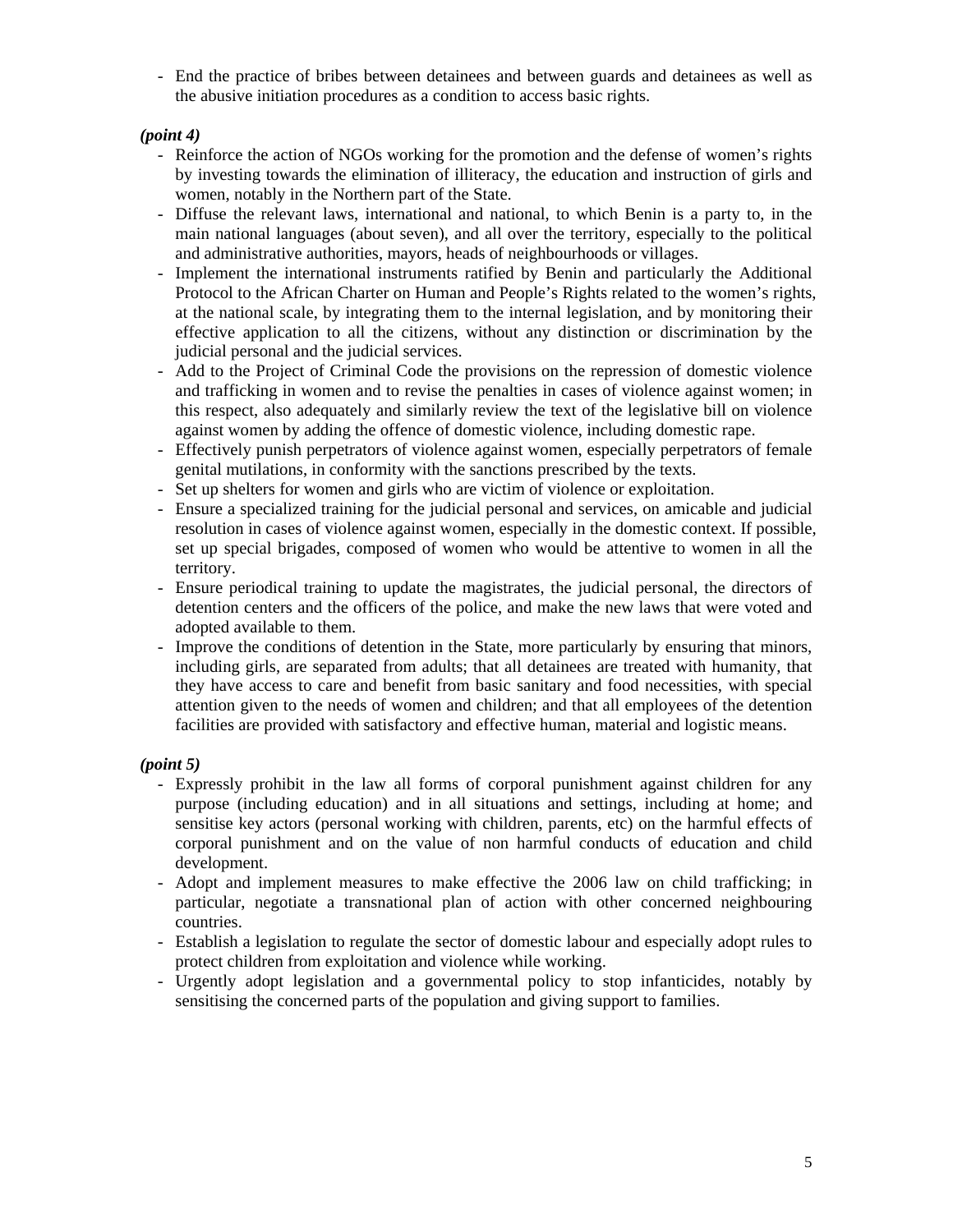- End the practice of bribes between detainees and between guards and detainees as well as the abusive initiation procedures as a condition to access basic rights.

***(point 4)***

- Reinforce the action of NGOs working for the promotion and the defense of women's rights by investing towards the elimination of illiteracy, the education and instruction of girls and women, notably in the Northern part of the State.
- Diffuse the relevant laws, international and national, to which Benin is a party to, in the main national languages (about seven), and all over the territory, especially to the political and administrative authorities, mayors, heads of neighbourhoods or villages.
- Implement the international instruments ratified by Benin and particularly the Additional Protocol to the African Charter on Human and People's Rights related to the women's rights, at the national scale, by integrating them to the internal legislation, and by monitoring their effective application to all the citizens, without any distinction or discrimination by the judicial personal and the judicial services.
- Add to the Project of Criminal Code the provisions on the repression of domestic violence and trafficking in women and to revise the penalties in cases of violence against women; in this respect, also adequately and similarly review the text of the legislative bill on violence against women by adding the offence of domestic violence, including domestic rape.
- Effectively punish perpetrators of violence against women, especially perpetrators of female genital mutilations, in conformity with the sanctions prescribed by the texts.
- Set up shelters for women and girls who are victim of violence or exploitation.
- Ensure a specialized training for the judicial personal and services, on amicable and judicial resolution in cases of violence against women, especially in the domestic context. If possible, set up special brigades, composed of women who would be attentive to women in all the territory.
- Ensure periodical training to update the magistrates, the judicial personal, the directors of detention centers and the officers of the police, and make the new laws that were voted and adopted available to them.
- Improve the conditions of detention in the State, more particularly by ensuring that minors, including girls, are separated from adults; that all detainees are treated with humanity, that they have access to care and benefit from basic sanitary and food necessities, with special attention given to the needs of women and children; and that all employees of the detention facilities are provided with satisfactory and effective human, material and logistic means.

***(point 5)***

- Expressly prohibit in the law all forms of corporal punishment against children for any purpose (including education) and in all situations and settings, including at home; and sensitise key actors (personal working with children, parents, etc) on the harmful effects of corporal punishment and on the value of non harmful conducts of education and child development.
- Adopt and implement measures to make effective the 2006 law on child trafficking; in particular, negotiate a transnational plan of action with other concerned neighbouring countries.
- Establish a legislation to regulate the sector of domestic labour and especially adopt rules to protect children from exploitation and violence while working.
- Urgently adopt legislation and a governmental policy to stop infanticides, notably by sensitising the concerned parts of the population and giving support to families.